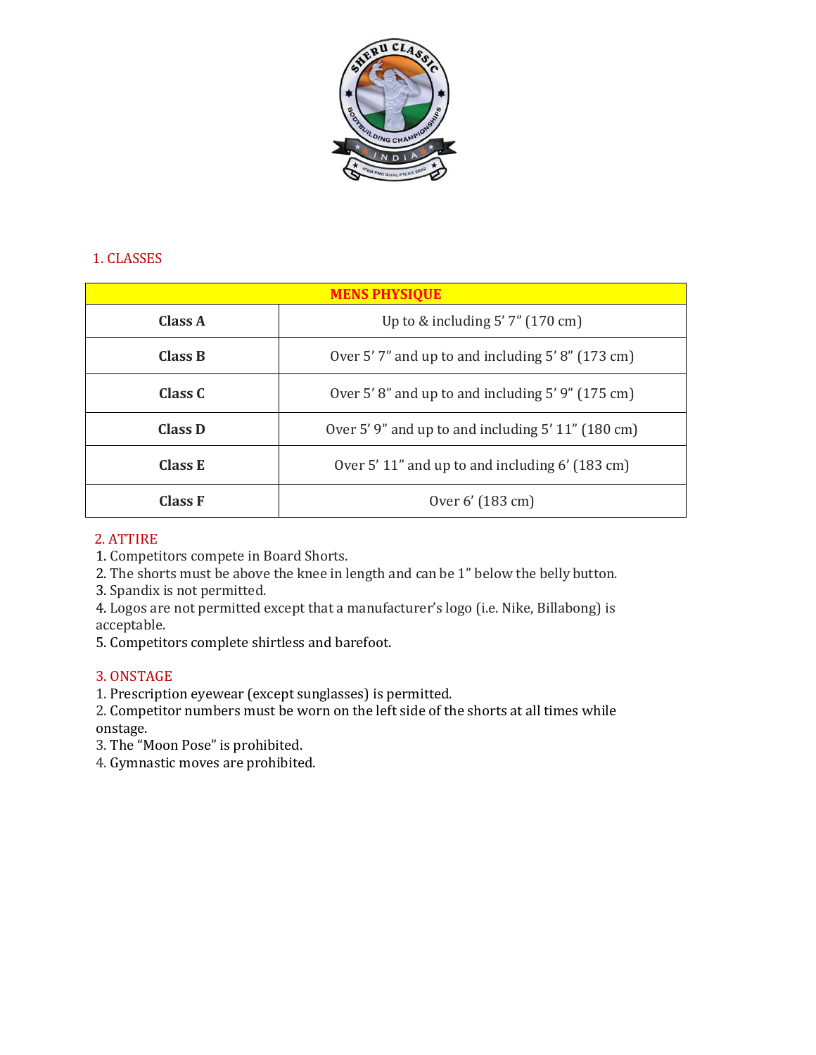## 1. CLASSES

| MENS PHYSIQUE | |
|---|---|
| **Class A** | Up to & including 5’ 7” (170 cm) |
| **Class B** | Over 5’ 7” and up to and including 5’ 8” (173 cm) |
| **Class C** | Over 5’ 8” and up to and including 5’ 9” (175 cm) |
| **Class D** | Over 5’ 9” and up to and including 5’ 11” (180 cm) |
| **Class E** | Over 5’ 11” and up to and including 6’ (183 cm) |
| **Class F** | Over 6’ (183 cm) |

## 2. ATTIRE

1. Competitors compete in Board Shorts.
2. The shorts must be above the knee in length and can be 1” below the belly button.
3. Spandix is not permitted.
4. Logos are not permitted except that a manufacturer’s logo (i.e. Nike, Billabong) is acceptable.
5. Competitors complete shirtless and barefoot.

## 3. ONSTAGE

1. Prescription eyewear (except sunglasses) is permitted.
2. Competitor numbers must be worn on the left side of the shorts at all times while onstage.
3. The “Moon Pose” is prohibited.
4. Gymnastic moves are prohibited.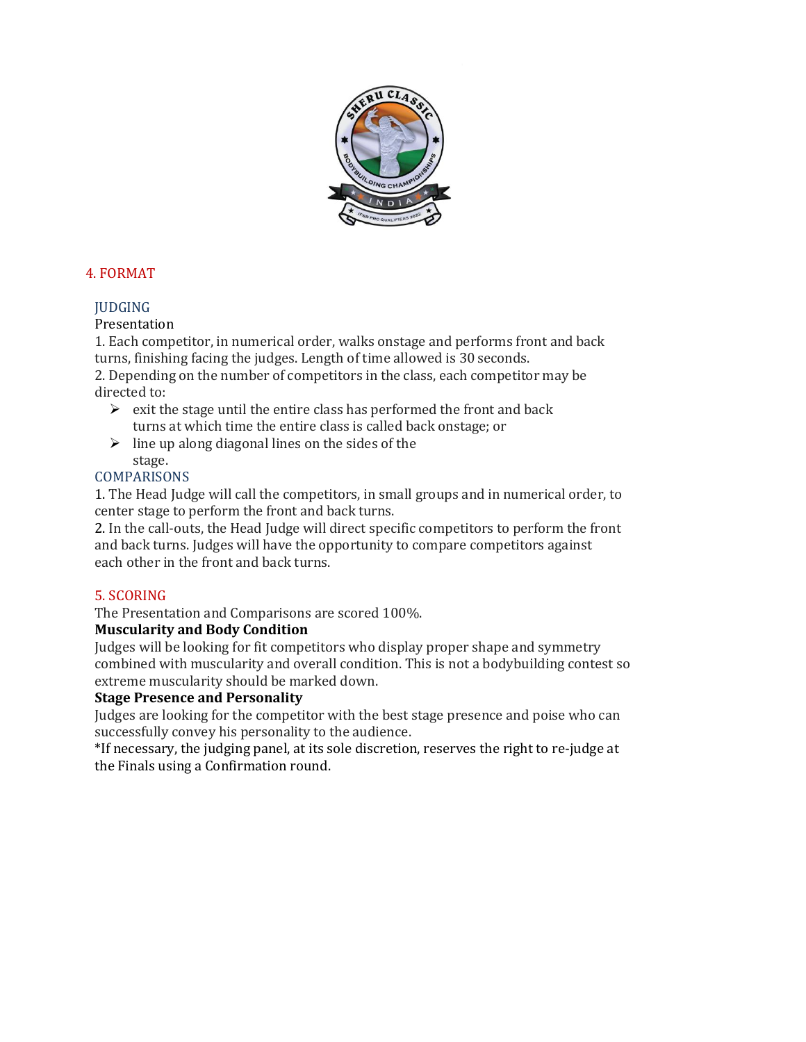## 4. FORMAT

### JUDGING

Presentation

1. Each competitor, in numerical order, walks onstage and performs front and back turns, finishing facing the judges. Length of time allowed is 30 seconds.
2. Depending on the number of competitors in the class, each competitor may be directed to:
   - exit the stage until the entire class has performed the front and back turns at which time the entire class is called back onstage; or
   - line up along diagonal lines on the sides of the stage.

### COMPARISONS

1. The Head Judge will call the competitors, in small groups and in numerical order, to center stage to perform the front and back turns.
2. In the call-outs, the Head Judge will direct specific competitors to perform the front and back turns. Judges will have the opportunity to compare competitors against each other in the front and back turns.

## 5. SCORING

The Presentation and Comparisons are scored 100%.

**Muscularity and Body Condition**

Judges will be looking for fit competitors who display proper shape and symmetry combined with muscularity and overall condition. This is not a bodybuilding contest so extreme muscularity should be marked down.

**Stage Presence and Personality**

Judges are looking for the competitor with the best stage presence and poise who can successfully convey his personality to the audience.

*If necessary, the judging panel, at its sole discretion, reserves the right to re-judge at the Finals using a Confirmation round.